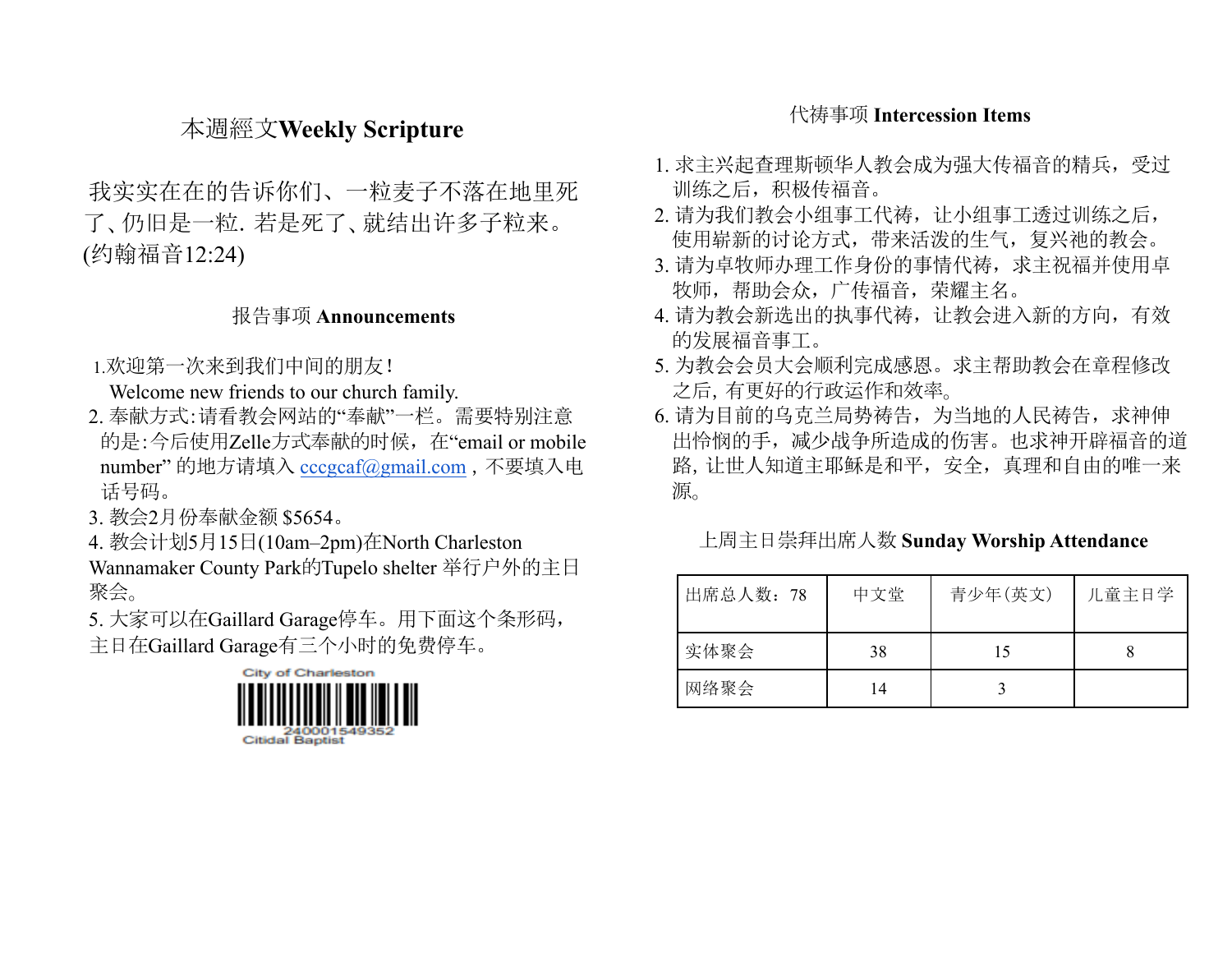## 本週經文Weekly Scripture

我实实在在的告诉你们、一粒麦子不落在地里死了、仍旧是一粒. 若是死了、就结出许多子粒来。(约翰福音12:24)

## 报告事项 Announcements

1.欢迎第一次来到我们中间的朋友！
Welcome new friends to our church family.

2. 奉献方式:请看教会网站的"奉献"一栏。需要特别注意的是:今后使用Zelle方式奉献的时候，在"email or mobile number" 的地方请填入 cccgcaf@gmail.com，不要填入电话号码。

3. 教会2月份奉献金额 $5654。

4. 教会计划5月15日(10am–2pm)在North Charleston Wannamaker County Park的Tupelo shelter 举行户外的主日聚会。

5. 大家可以在Gaillard Garage停车。用下面这个条形码，主日在Gaillard Garage有三个小时的免费停车。

City of Charleston
240001549352
Citidal Baptist

## 代祷事项 Intercession Items

1. 求主兴起查理斯顿华人教会成为强大传福音的精兵，受过训练之后，积极传福音。
2. 请为我们教会小组事工代祷，让小组事工透过训练之后，使用崭新的讨论方式，带来活泼的生气，复兴祂的教会。
3. 请为卓牧师办理工作身份的事情代祷，求主祝福并使用卓牧师，帮助会众，广传福音，荣耀主名。
4. 请为教会新选出的执事代祷，让教会进入新的方向，有效的发展福音事工。
5. 为教会会员大会顺利完成感恩。求主帮助教会在章程修改之后, 有更好的行政运作和效率。
6. 请为目前的乌克兰局势祷告，为当地的人民祷告，求神伸出怜悯的手，减少战争所造成的伤害。也求神开辟福音的道路，让世人知道主耶稣是和平，安全，真理和自由的唯一来源。

## 上周主日崇拜出席人数 Sunday Worship Attendance

| 出席总人数：78 | 中文堂 | 青少年(英文) | 儿童主日学 |
|---|---|---|---|
| 实体聚会 | 38 | 15 | 8 |
| 网络聚会 | 14 | 3 | |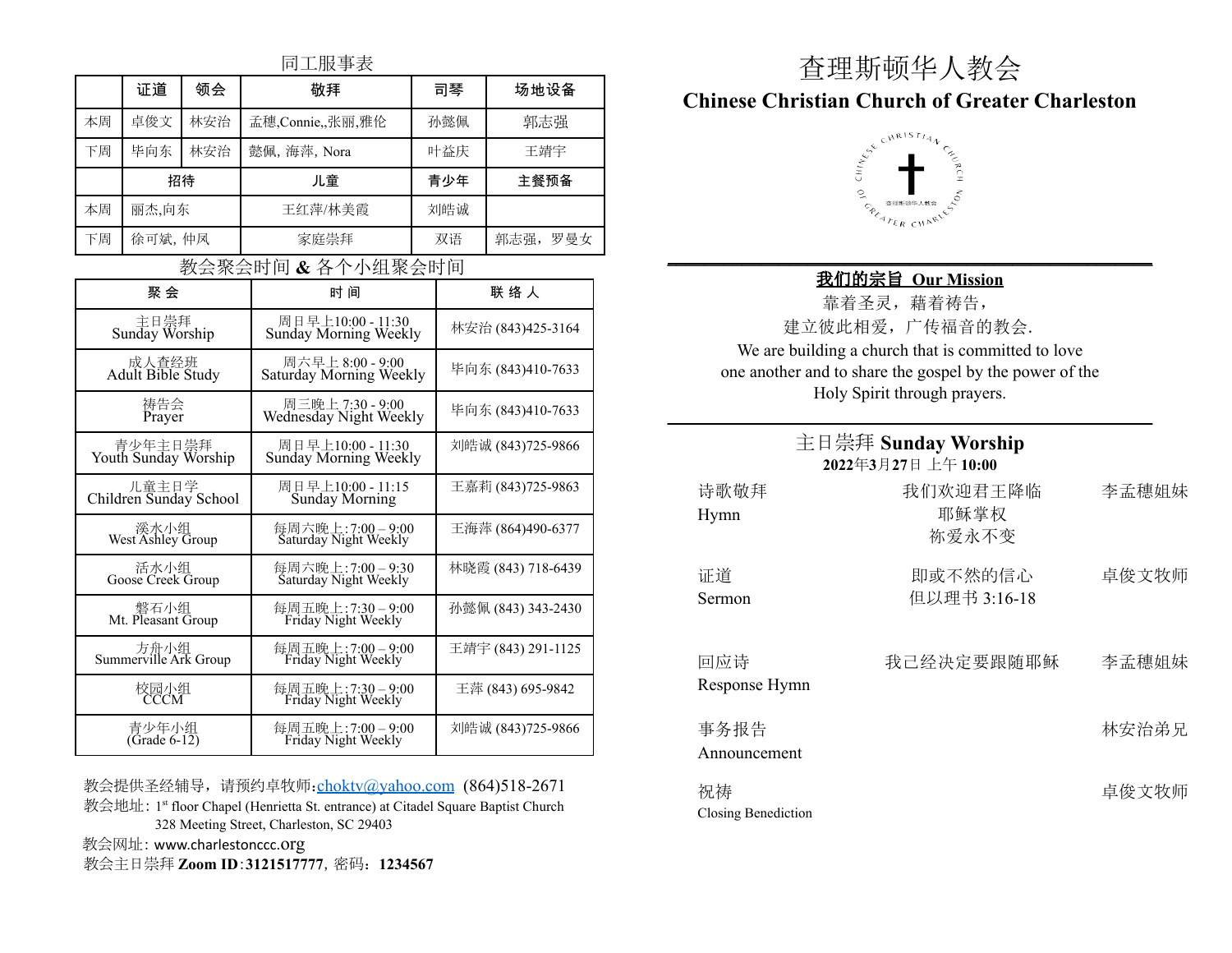同工服事表

| | 证道 | 领会 | 敬拜 | 司琴 | 场地设备 |
|---|---|---|---|---|---|
| 本周 | 卓俊文 | 林安治 | 孟穗,Connie,,张丽,雅伦 | 孙懿佩 | 郭志强 |
| 下周 | 毕向东 | 林安治 | 懿佩, 海萍, Nora | 叶益庆 | 王靖宇 |
| | 招待 | | 儿童 | 青少年 | 主餐预备 |
| 本周 | 丽杰,向东 | | 王红萍/林美霞 | 刘皓诚 | |
| 下周 | 徐可斌, 仲凤 | | 家庭崇拜 | 双语 | 郭志强，罗曼女 |

教会聚会时间 & 各个小组聚会时间

| 聚 会 | 时 间 | 联 络 人 |
|---|---|---|
| 主日崇拜 Sunday Worship | 周日早上10:00 - 11:30 Sunday Morning Weekly | 林安治 (843)425-3164 |
| 成人查经班 Adult Bible Study | 周六早上 8:00 - 9:00 Saturday Morning Weekly | 毕向东 (843)410-7633 |
| 祷告会 Prayer | 周三晚上 7:30 - 9:00 Wednesday Night Weekly | 毕向东 (843)410-7633 |
| 青少年主日崇拜 Youth Sunday Worship | 周日早上10:00 - 11:30 Sunday Morning Weekly | 刘皓诚 (843)725-9866 |
| 儿童主日学 Children Sunday School | 周日早上10:00 - 11:15 Sunday Morning | 王嘉莉 (843)725-9863 |
| 溪水小组 West Ashley Group | 每周六晚上:7:00 – 9:00 Saturday Night Weekly | 王海萍 (864)490-6377 |
| 活水小组 Goose Creek Group | 每周六晚上:7:00 – 9:30 Saturday Night Weekly | 林晓霞 (843) 718-6439 |
| 磐石小组 Mt. Pleasant Group | 每周五晚上:7:30 – 9:00 Friday Night Weekly | 孙懿佩 (843) 343-2430 |
| 方舟小组 Summerville Ark Group | 每周五晚上:7:00 – 9:00 Friday Night Weekly | 王靖宇 (843) 291-1125 |
| 校园小组 CCCM | 每周五晚上:7:30 – 9:00 Friday Night Weekly | 王萍 (843) 695-9842 |
| 青少年小组 (Grade 6-12) | 每周五晚上:7:00 – 9:00 Friday Night Weekly | 刘皓诚 (843)725-9866 |

教会提供圣经辅导，请预约卓牧师:choktv@yahoo.com (864)518-2671

教会地址: 1st floor Chapel (Henrietta St. entrance) at Citadel Square Baptist Church 328 Meeting Street, Charleston, SC 29403

教会网址: www.charlestonccc.org

教会主日崇拜 **Zoom ID**:**3121517777**, 密码: **1234567**

# 查理斯顿华人教会

# Chinese Christian Church of Greater Charleston

## 我们的宗旨 Our Mission

靠着圣灵，藉着祷告，
建立彼此相爱，广传福音的教会.

We are building a church that is committed to love one another and to share the gospel by the power of the Holy Spirit through prayers.

## 主日崇拜 Sunday Worship

**2022**年**3**月**27**日 上午 **10:00**

| | | |
|---|---|---|
| 诗歌敬拜 Hymn | 我们欢迎君王降临<br>耶稣掌权<br>祢爱永不变 | 李孟穗姐妹 |
| 证道 Sermon | 即或不然的信心<br>但以理书 3:16-18 | 卓俊文牧师 |
| 回应诗 Response Hymn | 我已经决定要跟随耶稣 | 李孟穗姐妹 |
| 事务报告 Announcement | | 林安治弟兄 |
| 祝祷 Closing Benediction | | 卓俊文牧师 |